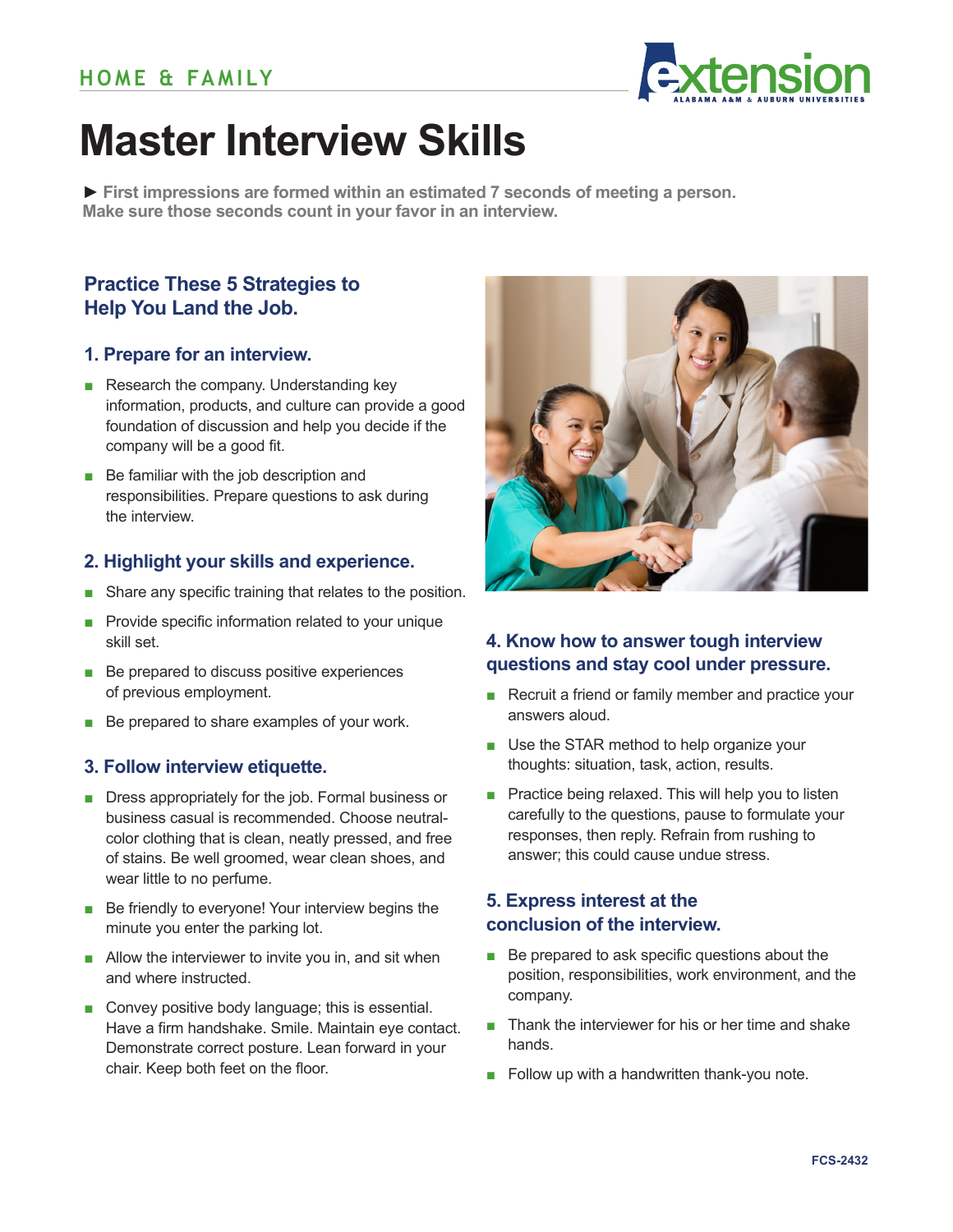HOME & FAMILY

# Master Interview Skills

► **First impressions are formed within an estimated 7 seconds of meeting a person. Make sure those seconds count in your favor in an interview.**

## Practice These 5 Strategies to Help You Land the Job.

### 1. Prepare for an interview.

- Research the company. Understanding key information, products, and culture can provide a good foundation of discussion and help you decide if the company will be a good fit.
- Be familiar with the job description and responsibilities. Prepare questions to ask during the interview.

### 2. Highlight your skills and experience.

- Share any specific training that relates to the position.
- Provide specific information related to your unique skill set.
- Be prepared to discuss positive experiences of previous employment.
- Be prepared to share examples of your work.

### 3. Follow interview etiquette.

- Dress appropriately for the job. Formal business or business casual is recommended. Choose neutral-color clothing that is clean, neatly pressed, and free of stains. Be well groomed, wear clean shoes, and wear little to no perfume.
- Be friendly to everyone! Your interview begins the minute you enter the parking lot.
- Allow the interviewer to invite you in, and sit when and where instructed.
- Convey positive body language; this is essential. Have a firm handshake. Smile. Maintain eye contact. Demonstrate correct posture. Lean forward in your chair. Keep both feet on the floor.

### 4. Know how to answer tough interview questions and stay cool under pressure.

- Recruit a friend or family member and practice your answers aloud.
- Use the STAR method to help organize your thoughts: situation, task, action, results.
- Practice being relaxed. This will help you to listen carefully to the questions, pause to formulate your responses, then reply. Refrain from rushing to answer; this could cause undue stress.

### 5. Express interest at the conclusion of the interview.

- Be prepared to ask specific questions about the position, responsibilities, work environment, and the company.
- Thank the interviewer for his or her time and shake hands.
- Follow up with a handwritten thank-you note.

FCS-2432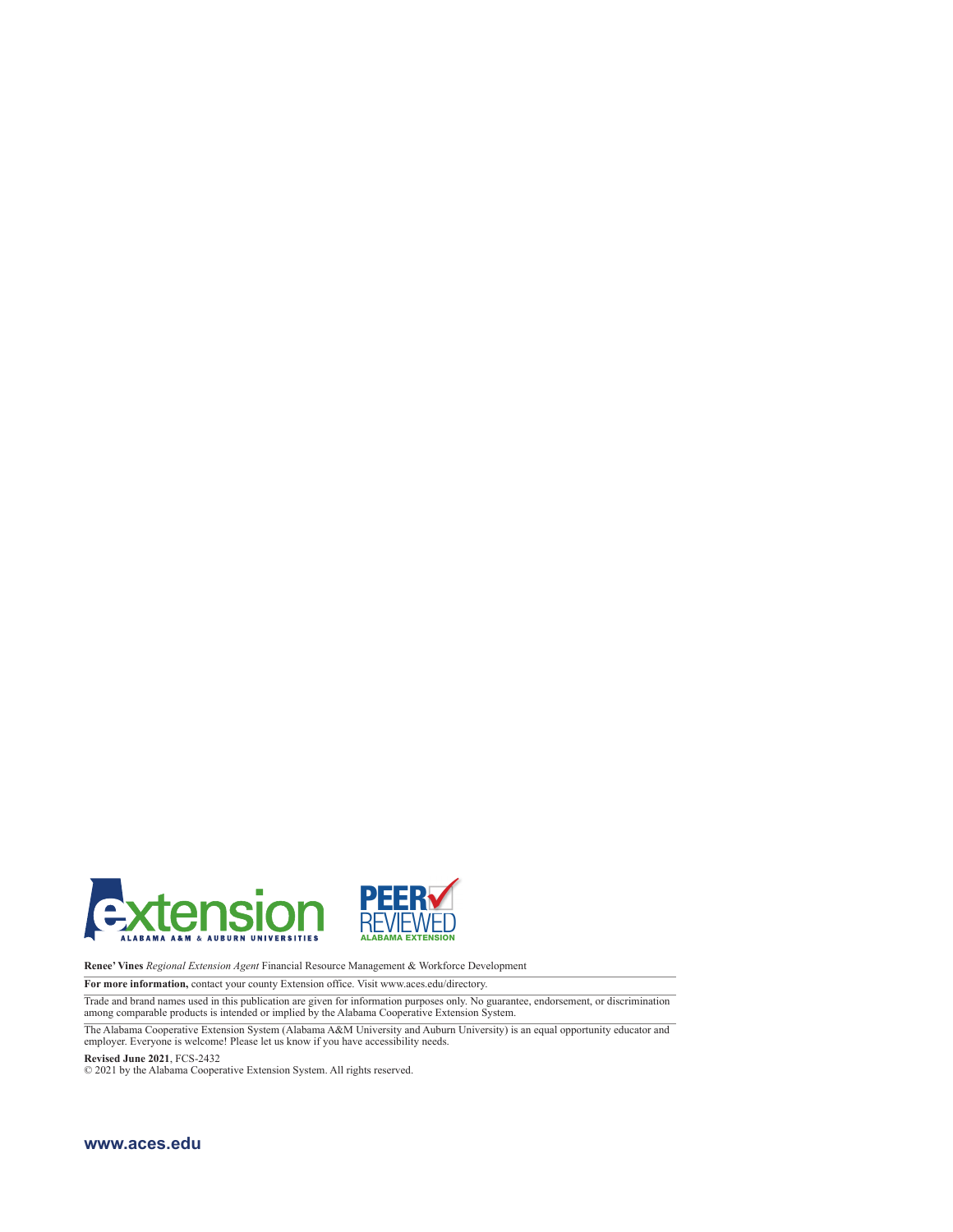**Renee' Vines** *Regional Extension Agent* Financial Resource Management & Workforce Development

**For more information,** contact your county Extension office. Visit www.aces.edu/directory.

Trade and brand names used in this publication are given for information purposes only. No guarantee, endorsement, or discrimination among comparable products is intended or implied by the Alabama Cooperative Extension System.

The Alabama Cooperative Extension System (Alabama A&M University and Auburn University) is an equal opportunity educator and employer. Everyone is welcome! Please let us know if you have accessibility needs.

**Revised June 2021**, FCS-2432
© 2021 by the Alabama Cooperative Extension System. All rights reserved.

**www.aces.edu**